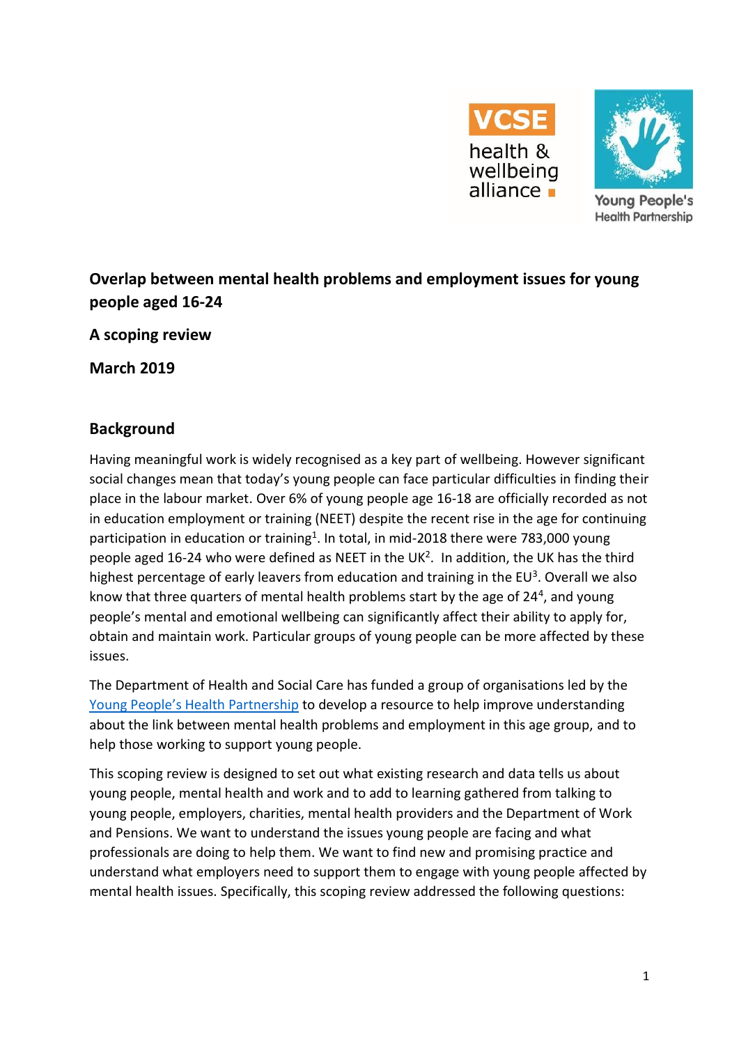# Overlap between mental health problems and employment issues for young people aged 16-24

**A scoping review**

**March 2019**

## Background

Having meaningful work is widely recognised as a key part of wellbeing. However significant social changes mean that today's young people can face particular difficulties in finding their place in the labour market. Over 6% of young people age 16-18 are officially recorded as not in education employment or training (NEET) despite the recent rise in the age for continuing participation in education or training[1]. In total, in mid-2018 there were 783,000 young people aged 16-24 who were defined as NEET in the UK[2]. In addition, the UK has the third highest percentage of early leavers from education and training in the EU[3]. Overall we also know that three quarters of mental health problems start by the age of 24[4], and young people's mental and emotional wellbeing can significantly affect their ability to apply for, obtain and maintain work. Particular groups of young people can be more affected by these issues.

The Department of Health and Social Care has funded a group of organisations led by the Young People's Health Partnership to develop a resource to help improve understanding about the link between mental health problems and employment in this age group, and to help those working to support young people.

This scoping review is designed to set out what existing research and data tells us about young people, mental health and work and to add to learning gathered from talking to young people, employers, charities, mental health providers and the Department of Work and Pensions. We want to understand the issues young people are facing and what professionals are doing to help them. We want to find new and promising practice and understand what employers need to support them to engage with young people affected by mental health issues. Specifically, this scoping review addressed the following questions: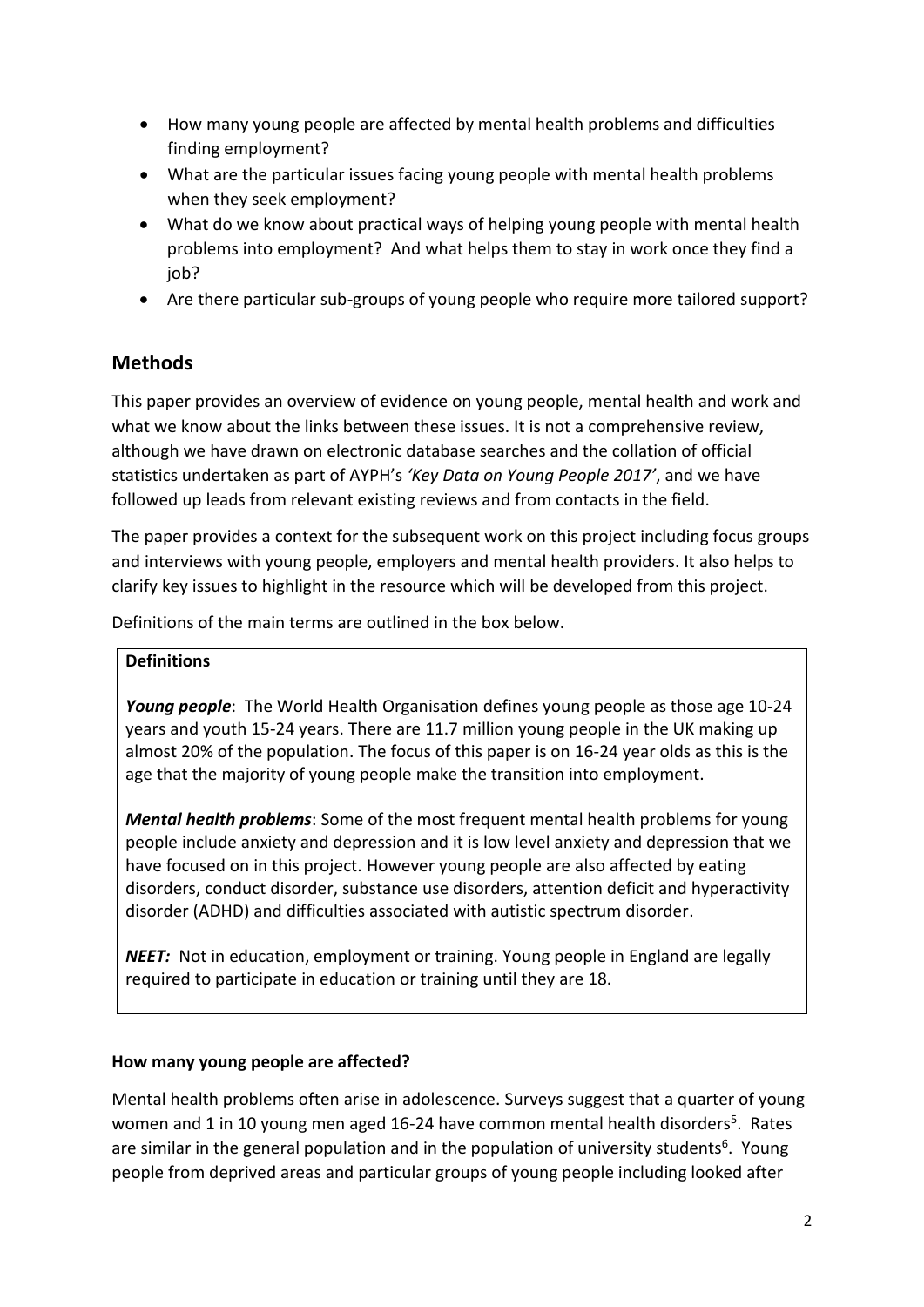- How many young people are affected by mental health problems and difficulties finding employment?
- What are the particular issues facing young people with mental health problems when they seek employment?
- What do we know about practical ways of helping young people with mental health problems into employment? And what helps them to stay in work once they find a job?
- Are there particular sub-groups of young people who require more tailored support?

## Methods

This paper provides an overview of evidence on young people, mental health and work and what we know about the links between these issues. It is not a comprehensive review, although we have drawn on electronic database searches and the collation of official statistics undertaken as part of AYPH's *'Key Data on Young People 2017'*, and we have followed up leads from relevant existing reviews and from contacts in the field.

The paper provides a context for the subsequent work on this project including focus groups and interviews with young people, employers and mental health providers. It also helps to clarify key issues to highlight in the resource which will be developed from this project.

Definitions of the main terms are outlined in the box below.

> **Definitions**
>
> ***Young people***: The World Health Organisation defines young people as those age 10-24 years and youth 15-24 years. There are 11.7 million young people in the UK making up almost 20% of the population. The focus of this paper is on 16-24 year olds as this is the age that the majority of young people make the transition into employment.
>
> ***Mental health problems***: Some of the most frequent mental health problems for young people include anxiety and depression and it is low level anxiety and depression that we have focused on in this project. However young people are also affected by eating disorders, conduct disorder, substance use disorders, attention deficit and hyperactivity disorder (ADHD) and difficulties associated with autistic spectrum disorder.
>
> ***NEET:*** Not in education, employment or training. Young people in England are legally required to participate in education or training until they are 18.

**How many young people are affected?**

Mental health problems often arise in adolescence. Surveys suggest that a quarter of young women and 1 in 10 young men aged 16-24 have common mental health disorders[5]. Rates are similar in the general population and in the population of university students[6]. Young people from deprived areas and particular groups of young people including looked after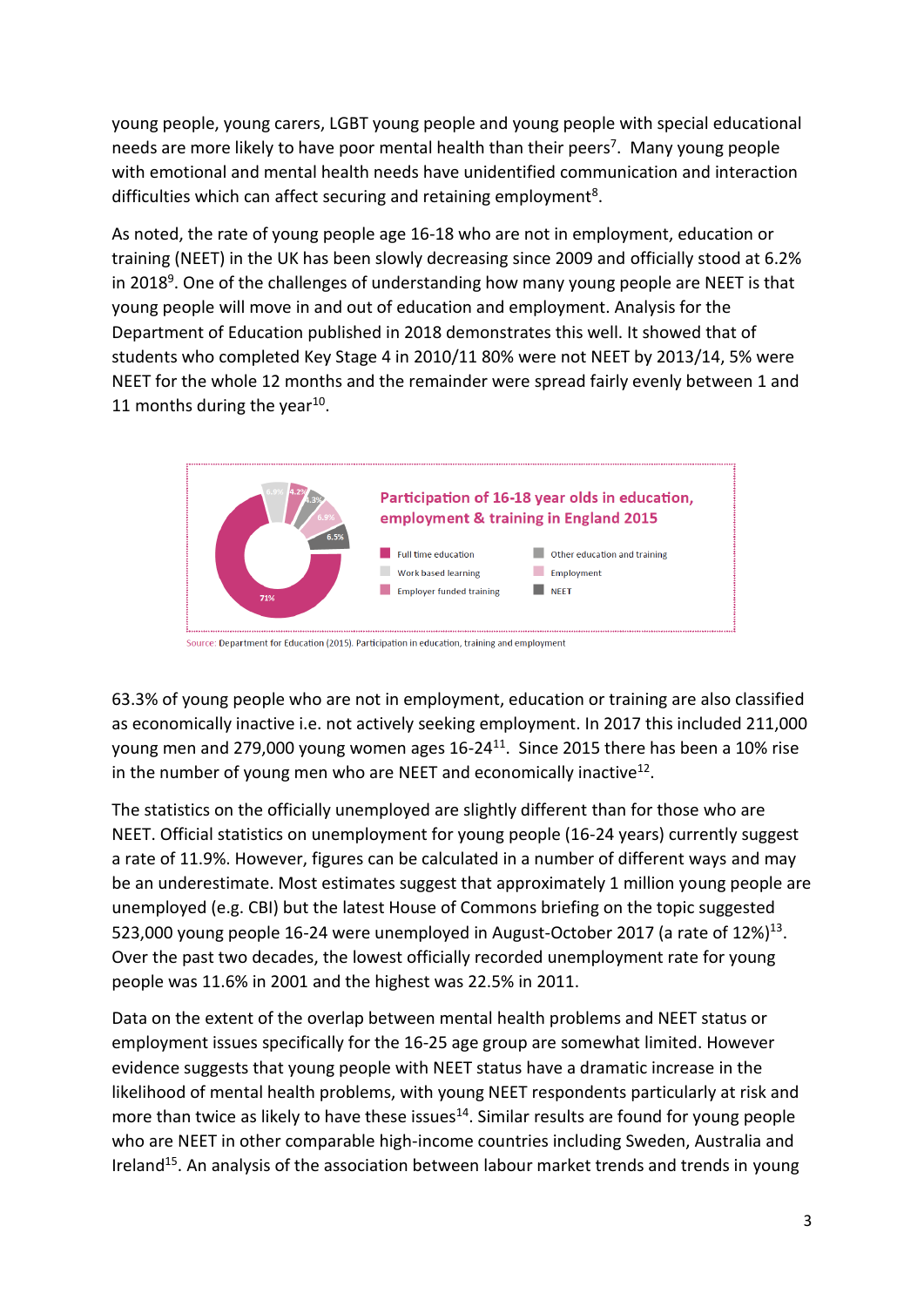young people, young carers, LGBT young people and young people with special educational needs are more likely to have poor mental health than their peers[7]. Many young people with emotional and mental health needs have unidentified communication and interaction difficulties which can affect securing and retaining employment[8].

As noted, the rate of young people age 16-18 who are not in employment, education or training (NEET) in the UK has been slowly decreasing since 2009 and officially stood at 6.2% in 2018[9]. One of the challenges of understanding how many young people are NEET is that young people will move in and out of education and employment. Analysis for the Department of Education published in 2018 demonstrates this well. It showed that of students who completed Key Stage 4 in 2010/11 80% were not NEET by 2013/14, 5% were NEET for the whole 12 months and the remainder were spread fairly evenly between 1 and 11 months during the year[10].

**Participation of 16-18 year olds in education, employment & training in England 2015**

| Category | Share |
| --- | --- |
| Full time education | 71% |
| Work based learning | 6.9% |
| Employer funded training | 4.2% |
| Other education and training | 4.3% |
| Employment | 6.9% |
| NEET | 6.5% |

Source: Department for Education (2015). Participation in education, training and employment

63.3% of young people who are not in employment, education or training are also classified as economically inactive i.e. not actively seeking employment. In 2017 this included 211,000 young men and 279,000 young women ages 16-24[11]. Since 2015 there has been a 10% rise in the number of young men who are NEET and economically inactive[12].

The statistics on the officially unemployed are slightly different than for those who are NEET. Official statistics on unemployment for young people (16-24 years) currently suggest a rate of 11.9%. However, figures can be calculated in a number of different ways and may be an underestimate. Most estimates suggest that approximately 1 million young people are unemployed (e.g. CBI) but the latest House of Commons briefing on the topic suggested 523,000 young people 16-24 were unemployed in August-October 2017 (a rate of 12%)[13]. Over the past two decades, the lowest officially recorded unemployment rate for young people was 11.6% in 2001 and the highest was 22.5% in 2011.

Data on the extent of the overlap between mental health problems and NEET status or employment issues specifically for the 16-25 age group are somewhat limited. However evidence suggests that young people with NEET status have a dramatic increase in the likelihood of mental health problems, with young NEET respondents particularly at risk and more than twice as likely to have these issues[14]. Similar results are found for young people who are NEET in other comparable high-income countries including Sweden, Australia and Ireland[15]. An analysis of the association between labour market trends and trends in young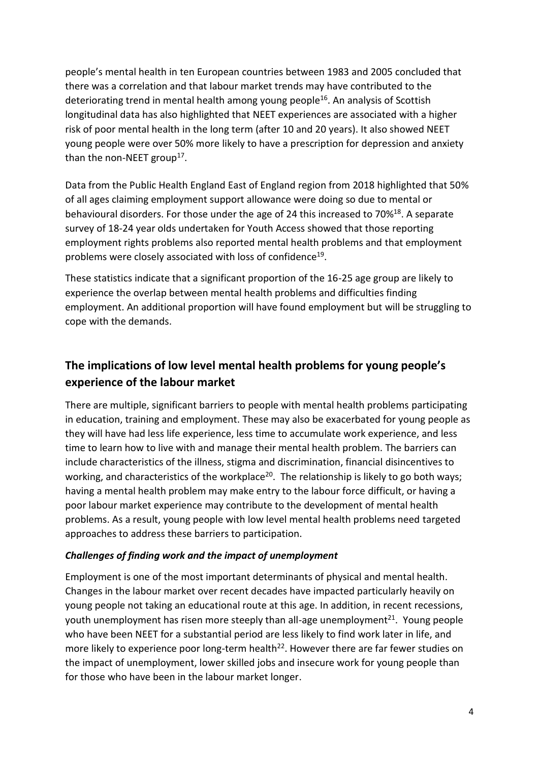people's mental health in ten European countries between 1983 and 2005 concluded that there was a correlation and that labour market trends may have contributed to the deteriorating trend in mental health among young people[16]. An analysis of Scottish longitudinal data has also highlighted that NEET experiences are associated with a higher risk of poor mental health in the long term (after 10 and 20 years). It also showed NEET young people were over 50% more likely to have a prescription for depression and anxiety than the non-NEET group[17].

Data from the Public Health England East of England region from 2018 highlighted that 50% of all ages claiming employment support allowance were doing so due to mental or behavioural disorders. For those under the age of 24 this increased to 70%[18]. A separate survey of 18-24 year olds undertaken for Youth Access showed that those reporting employment rights problems also reported mental health problems and that employment problems were closely associated with loss of confidence[19].

These statistics indicate that a significant proportion of the 16-25 age group are likely to experience the overlap between mental health problems and difficulties finding employment. An additional proportion will have found employment but will be struggling to cope with the demands.

## The implications of low level mental health problems for young people's experience of the labour market

There are multiple, significant barriers to people with mental health problems participating in education, training and employment. These may also be exacerbated for young people as they will have had less life experience, less time to accumulate work experience, and less time to learn how to live with and manage their mental health problem. The barriers can include characteristics of the illness, stigma and discrimination, financial disincentives to working, and characteristics of the workplace[20]. The relationship is likely to go both ways; having a mental health problem may make entry to the labour force difficult, or having a poor labour market experience may contribute to the development of mental health problems. As a result, young people with low level mental health problems need targeted approaches to address these barriers to participation.

### *Challenges of finding work and the impact of unemployment*

Employment is one of the most important determinants of physical and mental health. Changes in the labour market over recent decades have impacted particularly heavily on young people not taking an educational route at this age. In addition, in recent recessions, youth unemployment has risen more steeply than all-age unemployment[21]. Young people who have been NEET for a substantial period are less likely to find work later in life, and more likely to experience poor long-term health[22]. However there are far fewer studies on the impact of unemployment, lower skilled jobs and insecure work for young people than for those who have been in the labour market longer.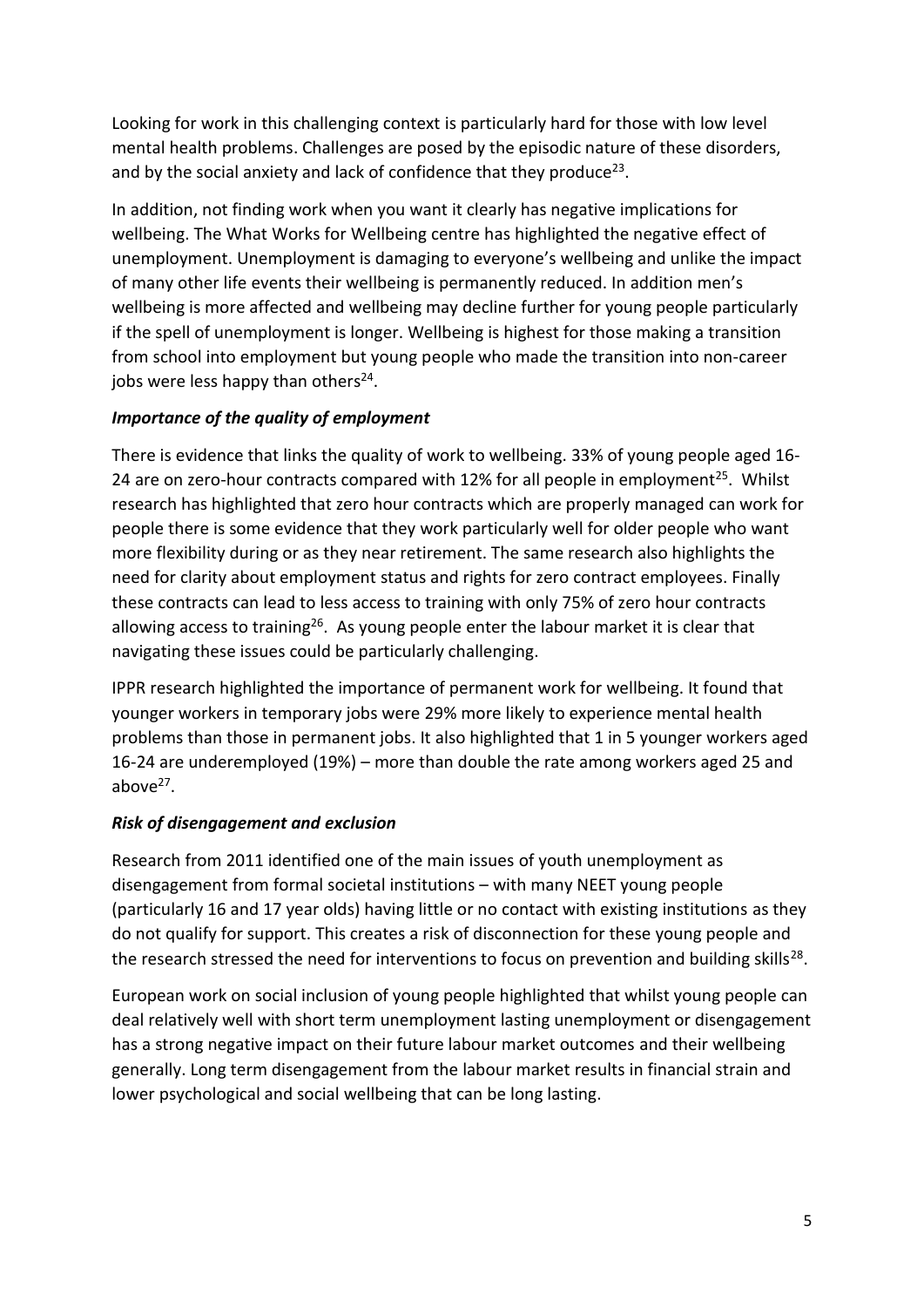Looking for work in this challenging context is particularly hard for those with low level mental health problems. Challenges are posed by the episodic nature of these disorders, and by the social anxiety and lack of confidence that they produce[23].

In addition, not finding work when you want it clearly has negative implications for wellbeing. The What Works for Wellbeing centre has highlighted the negative effect of unemployment. Unemployment is damaging to everyone's wellbeing and unlike the impact of many other life events their wellbeing is permanently reduced. In addition men's wellbeing is more affected and wellbeing may decline further for young people particularly if the spell of unemployment is longer. Wellbeing is highest for those making a transition from school into employment but young people who made the transition into non-career jobs were less happy than others[24].

### *Importance of the quality of employment*

There is evidence that links the quality of work to wellbeing. 33% of young people aged 16-24 are on zero-hour contracts compared with 12% for all people in employment[25]. Whilst research has highlighted that zero hour contracts which are properly managed can work for people there is some evidence that they work particularly well for older people who want more flexibility during or as they near retirement. The same research also highlights the need for clarity about employment status and rights for zero contract employees. Finally these contracts can lead to less access to training with only 75% of zero hour contracts allowing access to training[26]. As young people enter the labour market it is clear that navigating these issues could be particularly challenging.

IPPR research highlighted the importance of permanent work for wellbeing. It found that younger workers in temporary jobs were 29% more likely to experience mental health problems than those in permanent jobs. It also highlighted that 1 in 5 younger workers aged 16-24 are underemployed (19%) – more than double the rate among workers aged 25 and above[27].

### *Risk of disengagement and exclusion*

Research from 2011 identified one of the main issues of youth unemployment as disengagement from formal societal institutions – with many NEET young people (particularly 16 and 17 year olds) having little or no contact with existing institutions as they do not qualify for support. This creates a risk of disconnection for these young people and the research stressed the need for interventions to focus on prevention and building skills[28].

European work on social inclusion of young people highlighted that whilst young people can deal relatively well with short term unemployment lasting unemployment or disengagement has a strong negative impact on their future labour market outcomes and their wellbeing generally. Long term disengagement from the labour market results in financial strain and lower psychological and social wellbeing that can be long lasting.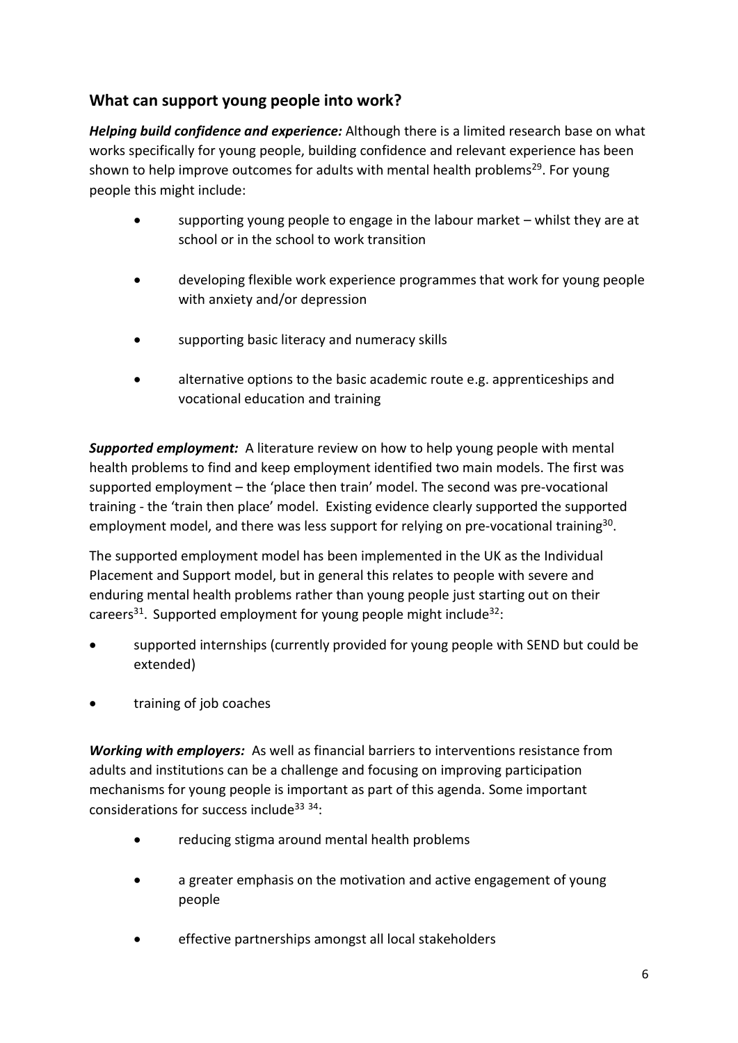## What can support young people into work?

***Helping build confidence and experience:*** Although there is a limited research base on what works specifically for young people, building confidence and relevant experience has been shown to help improve outcomes for adults with mental health problems[29]. For young people this might include:

- supporting young people to engage in the labour market – whilst they are at school or in the school to work transition
- developing flexible work experience programmes that work for young people with anxiety and/or depression
- supporting basic literacy and numeracy skills
- alternative options to the basic academic route e.g. apprenticeships and vocational education and training

***Supported employment:*** A literature review on how to help young people with mental health problems to find and keep employment identified two main models. The first was supported employment – the 'place then train' model. The second was pre-vocational training - the 'train then place' model. Existing evidence clearly supported the supported employment model, and there was less support for relying on pre-vocational training[30].

The supported employment model has been implemented in the UK as the Individual Placement and Support model, but in general this relates to people with severe and enduring mental health problems rather than young people just starting out on their careers[31]. Supported employment for young people might include[32]:

- supported internships (currently provided for young people with SEND but could be extended)
- training of job coaches

***Working with employers:*** As well as financial barriers to interventions resistance from adults and institutions can be a challenge and focusing on improving participation mechanisms for young people is important as part of this agenda. Some important considerations for success include[33] [34]:

- reducing stigma around mental health problems
- a greater emphasis on the motivation and active engagement of young people
- effective partnerships amongst all local stakeholders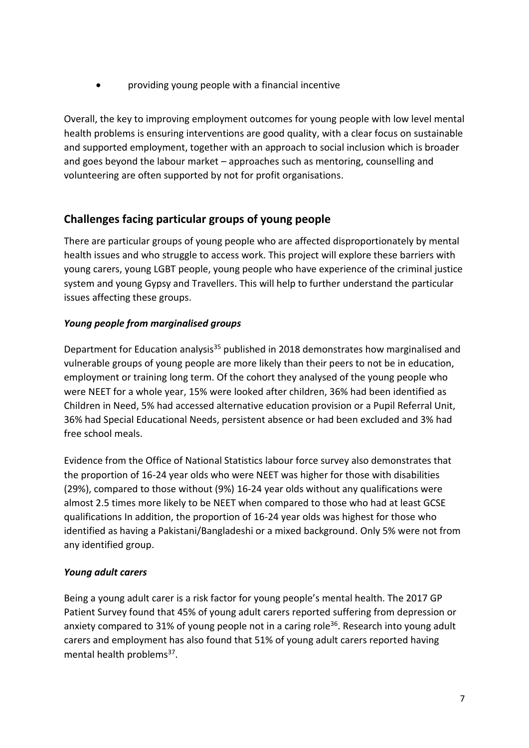- providing young people with a financial incentive

Overall, the key to improving employment outcomes for young people with low level mental health problems is ensuring interventions are good quality, with a clear focus on sustainable and supported employment, together with an approach to social inclusion which is broader and goes beyond the labour market – approaches such as mentoring, counselling and volunteering are often supported by not for profit organisations.

## Challenges facing particular groups of young people

There are particular groups of young people who are affected disproportionately by mental health issues and who struggle to access work. This project will explore these barriers with young carers, young LGBT people, young people who have experience of the criminal justice system and young Gypsy and Travellers. This will help to further understand the particular issues affecting these groups.

### *Young people from marginalised groups*

Department for Education analysis[35] published in 2018 demonstrates how marginalised and vulnerable groups of young people are more likely than their peers to not be in education, employment or training long term. Of the cohort they analysed of the young people who were NEET for a whole year, 15% were looked after children, 36% had been identified as Children in Need, 5% had accessed alternative education provision or a Pupil Referral Unit, 36% had Special Educational Needs, persistent absence or had been excluded and 3% had free school meals.

Evidence from the Office of National Statistics labour force survey also demonstrates that the proportion of 16-24 year olds who were NEET was higher for those with disabilities (29%), compared to those without (9%) 16-24 year olds without any qualifications were almost 2.5 times more likely to be NEET when compared to those who had at least GCSE qualifications In addition, the proportion of 16-24 year olds was highest for those who identified as having a Pakistani/Bangladeshi or a mixed background. Only 5% were not from any identified group.

### *Young adult carers*

Being a young adult carer is a risk factor for young people's mental health. The 2017 GP Patient Survey found that 45% of young adult carers reported suffering from depression or anxiety compared to 31% of young people not in a caring role[36]. Research into young adult carers and employment has also found that 51% of young adult carers reported having mental health problems[37].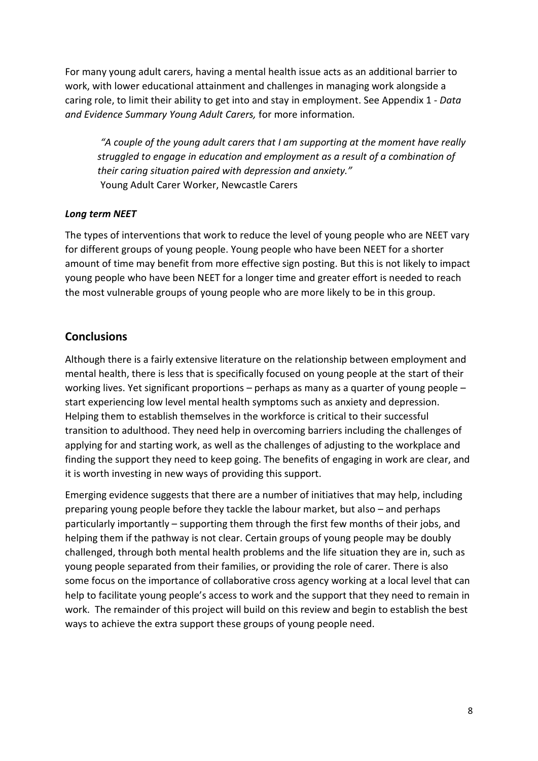For many young adult carers, having a mental health issue acts as an additional barrier to work, with lower educational attainment and challenges in managing work alongside a caring role, to limit their ability to get into and stay in employment. See Appendix 1 - *Data and Evidence Summary Young Adult Carers,* for more information.

> *"A couple of the young adult carers that I am supporting at the moment have really struggled to engage in education and employment as a result of a combination of their caring situation paired with depression and anxiety."*
> Young Adult Carer Worker, Newcastle Carers

***Long term NEET***

The types of interventions that work to reduce the level of young people who are NEET vary for different groups of young people. Young people who have been NEET for a shorter amount of time may benefit from more effective sign posting. But this is not likely to impact young people who have been NEET for a longer time and greater effort is needed to reach the most vulnerable groups of young people who are more likely to be in this group.

## Conclusions

Although there is a fairly extensive literature on the relationship between employment and mental health, there is less that is specifically focused on young people at the start of their working lives. Yet significant proportions – perhaps as many as a quarter of young people – start experiencing low level mental health symptoms such as anxiety and depression. Helping them to establish themselves in the workforce is critical to their successful transition to adulthood. They need help in overcoming barriers including the challenges of applying for and starting work, as well as the challenges of adjusting to the workplace and finding the support they need to keep going. The benefits of engaging in work are clear, and it is worth investing in new ways of providing this support.

Emerging evidence suggests that there are a number of initiatives that may help, including preparing young people before they tackle the labour market, but also – and perhaps particularly importantly – supporting them through the first few months of their jobs, and helping them if the pathway is not clear. Certain groups of young people may be doubly challenged, through both mental health problems and the life situation they are in, such as young people separated from their families, or providing the role of carer. There is also some focus on the importance of collaborative cross agency working at a local level that can help to facilitate young people's access to work and the support that they need to remain in work. The remainder of this project will build on this review and begin to establish the best ways to achieve the extra support these groups of young people need.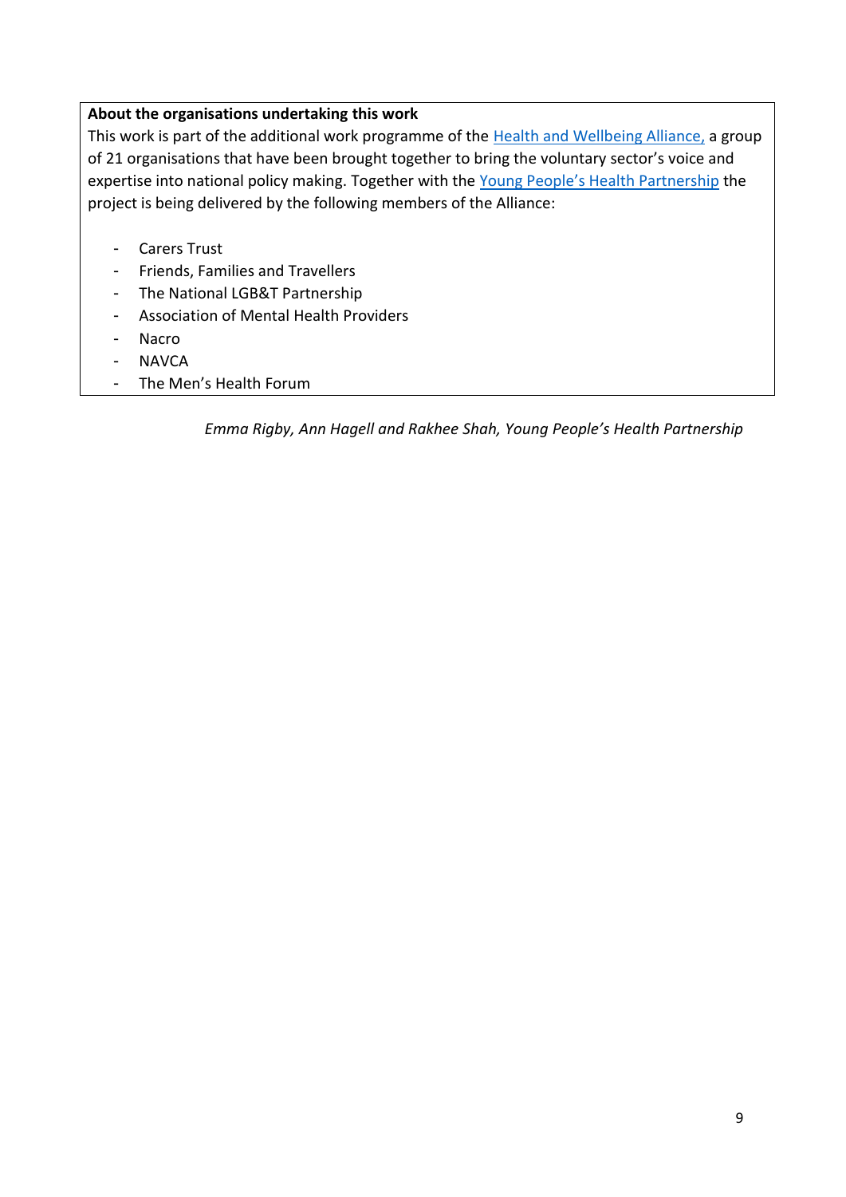**About the organisations undertaking this work**

This work is part of the additional work programme of the Health and Wellbeing Alliance, a group of 21 organisations that have been brought together to bring the voluntary sector's voice and expertise into national policy making. Together with the Young People's Health Partnership the project is being delivered by the following members of the Alliance:

- Carers Trust
- Friends, Families and Travellers
- The National LGB&T Partnership
- Association of Mental Health Providers
- Nacro
- NAVCA
- The Men's Health Forum

*Emma Rigby, Ann Hagell and Rakhee Shah, Young People's Health Partnership*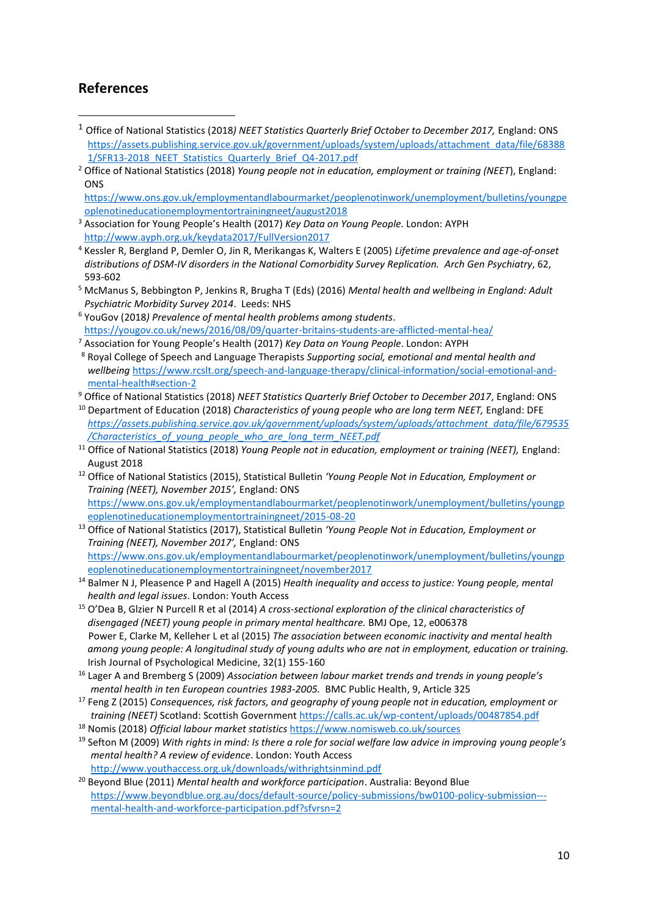## References

[1] Office of National Statistics (2018*) NEET Statistics Quarterly Brief October to December 2017,* England: ONS https://assets.publishing.service.gov.uk/government/uploads/system/uploads/attachment_data/file/683881/SFR13-2018_NEET_Statistics_Quarterly_Brief_Q4-2017.pdf

[2] Office of National Statistics (2018) *Young people not in education, employment or training (NEET*), England: ONS https://www.ons.gov.uk/employmentandlabourmarket/peoplenotinwork/unemployment/bulletins/youngpeoplenotineducationemploymentortrainingneet/august2018

[3] Association for Young People's Health (2017) *Key Data on Young People.* London: AYPH http://www.ayph.org.uk/keydata2017/FullVersion2017

[4] Kessler R, Bergland P, Demler O, Jin R, Merikangas K, Walters E (2005) *Lifetime prevalence and age-of-onset distributions of DSM-IV disorders in the National Comorbidity Survey Replication. Arch Gen Psychiatry*, 62, 593-602

[5] McManus S, Bebbington P, Jenkins R, Brugha T (Eds) (2016) *Mental health and wellbeing in England: Adult Psychiatric Morbidity Survey 2014*. Leeds: NHS

[6] YouGov (2018*) Prevalence of mental health problems among students*. https://yougov.co.uk/news/2016/08/09/quarter-britains-students-are-afflicted-mental-hea/

[7] Association for Young People's Health (2017) *Key Data on Young People*. London: AYPH

[8] Royal College of Speech and Language Therapists *Supporting social, emotional and mental health and wellbeing* https://www.rcslt.org/speech-and-language-therapy/clinical-information/social-emotional-and-mental-health#section-2

[9] Office of National Statistics (2018) *NEET Statistics Quarterly Brief October to December 2017*, England: ONS

[10] Department of Education (2018) *Characteristics of young people who are long term NEET,* England: DFE *https://assets.publishing.service.gov.uk/government/uploads/system/uploads/attachment_data/file/679535/Characteristics_of_young_people_who_are_long_term_NEET.pdf*

[11] Office of National Statistics (2018) *Young People not in education, employment or training (NEET),* England: August 2018

[12] Office of National Statistics (2015), Statistical Bulletin *'Young People Not in Education, Employment or Training (NEET), November 2015',* England: ONS https://www.ons.gov.uk/employmentandlabourmarket/peoplenotinwork/unemployment/bulletins/youngpeoplenotineducationemploymentortrainingneet/2015-08-20

[13] Office of National Statistics (2017), Statistical Bulletin *'Young People Not in Education, Employment or Training (NEET), November 2017',* England: ONS https://www.ons.gov.uk/employmentandlabourmarket/peoplenotinwork/unemployment/bulletins/youngpeoplenotineducationemploymentortrainingneet/november2017

[14] Balmer N J, Pleasence P and Hagell A (2015) *Health inequality and access to justice: Young people, mental health and legal issues*. London: Youth Access

[15] O'Dea B, Glzier N Purcell R et al (2014) *A cross-sectional exploration of the clinical characteristics of disengaged (NEET) young people in primary mental healthcare.* BMJ Ope, 12, e006378
Power E, Clarke M, Kelleher L et al (2015) *The association between economic inactivity and mental health among young people: A longitudinal study of young adults who are not in employment, education or training.* Irish Journal of Psychological Medicine, 32(1) 155-160

[16] Lager A and Bremberg S (2009) *Association between labour market trends and trends in young people's mental health in ten European countries 1983-2005.* BMC Public Health, 9, Article 325

[17] Feng Z (2015) *Consequences, risk factors, and geography of young people not in education, employment or training (NEET)* Scotland: Scottish Government https://calls.ac.uk/wp-content/uploads/00487854.pdf

[18] Nomis (2018) *Official labour market statistics* https://www.nomisweb.co.uk/sources

[19] Sefton M (2009) *With rights in mind: Is there a role for social welfare law advice in improving young people's mental health? A review of evidence*. London: Youth Access http://www.youthaccess.org.uk/downloads/withrightsinmind.pdf

[20] Beyond Blue (2011) *Mental health and workforce participation*. Australia: Beyond Blue https://www.beyondblue.org.au/docs/default-source/policy-submissions/bw0100-policy-submission---mental-health-and-workforce-participation.pdf?sfvrsn=2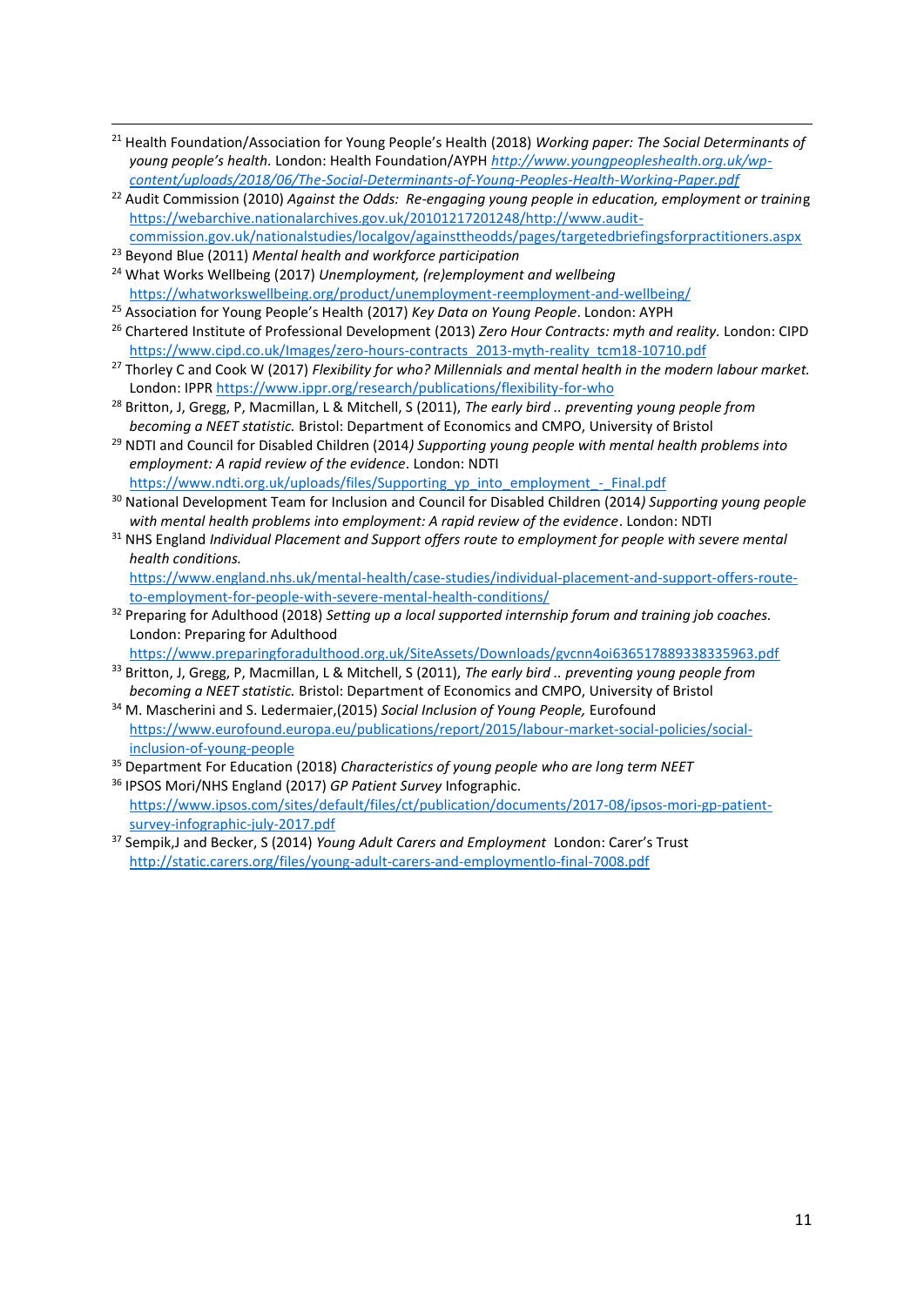[21] Health Foundation/Association for Young People's Health (2018) *Working paper: The Social Determinants of young people's health.* London: Health Foundation/AYPH *http://www.youngpeopleshealth.org.uk/wp-content/uploads/2018/06/The-Social-Determinants-of-Young-Peoples-Health-Working-Paper.pdf*

[22] Audit Commission (2010) *Against the Odds: Re-engaging young people in education, employment or training* https://webarchive.nationalarchives.gov.uk/20101217201248/http://www.audit-commission.gov.uk/nationalstudies/localgov/againsttheodds/pages/targetedbriefingsforpractitioners.aspx

[23] Beyond Blue (2011) *Mental health and workforce participation*

[24] What Works Wellbeing (2017) *Unemployment, (re)employment and wellbeing* https://whatworkswellbeing.org/product/unemployment-reemployment-and-wellbeing/

[25] Association for Young People's Health (2017) *Key Data on Young People*. London: AYPH

[26] Chartered Institute of Professional Development (2013) *Zero Hour Contracts: myth and reality.* London: CIPD https://www.cipd.co.uk/Images/zero-hours-contracts_2013-myth-reality_tcm18-10710.pdf

[27] Thorley C and Cook W (2017) *Flexibility for who? Millennials and mental health in the modern labour market.* London: IPPR https://www.ippr.org/research/publications/flexibility-for-who

[28] Britton, J, Gregg, P, Macmillan, L & Mitchell, S (2011), *The early bird .. preventing young people from becoming a NEET statistic.* Bristol: Department of Economics and CMPO, University of Bristol

[29] NDTI and Council for Disabled Children (2014*) Supporting young people with mental health problems into employment: A rapid review of the evidence*. London: NDTI https://www.ndti.org.uk/uploads/files/Supporting_yp_into_employment_-_Final.pdf

[30] National Development Team for Inclusion and Council for Disabled Children (2014*) Supporting young people with mental health problems into employment: A rapid review of the evidence*. London: NDTI

[31] NHS England *Individual Placement and Support offers route to employment for people with severe mental health conditions.* https://www.england.nhs.uk/mental-health/case-studies/individual-placement-and-support-offers-route-to-employment-for-people-with-severe-mental-health-conditions/

[32] Preparing for Adulthood (2018) *Setting up a local supported internship forum and training job coaches.* London: Preparing for Adulthood https://www.preparingforadulthood.org.uk/SiteAssets/Downloads/gvcnn4oi636517889338335963.pdf

[33] Britton, J, Gregg, P, Macmillan, L & Mitchell, S (2011), *The early bird .. preventing young people from becoming a NEET statistic.* Bristol: Department of Economics and CMPO, University of Bristol

[34] M. Mascherini and S. Ledermaier,(2015) *Social Inclusion of Young People,* Eurofound https://www.eurofound.europa.eu/publications/report/2015/labour-market-social-policies/social-inclusion-of-young-people

[35] Department For Education (2018) *Characteristics of young people who are long term NEET*

[36] IPSOS Mori/NHS England (2017) *GP Patient Survey* Infographic. https://www.ipsos.com/sites/default/files/ct/publication/documents/2017-08/ipsos-mori-gp-patient-survey-infographic-july-2017.pdf

[37] Sempik,J and Becker, S (2014) *Young Adult Carers and Employment* London: Carer's Trust http://static.carers.org/files/young-adult-carers-and-employmentlo-final-7008.pdf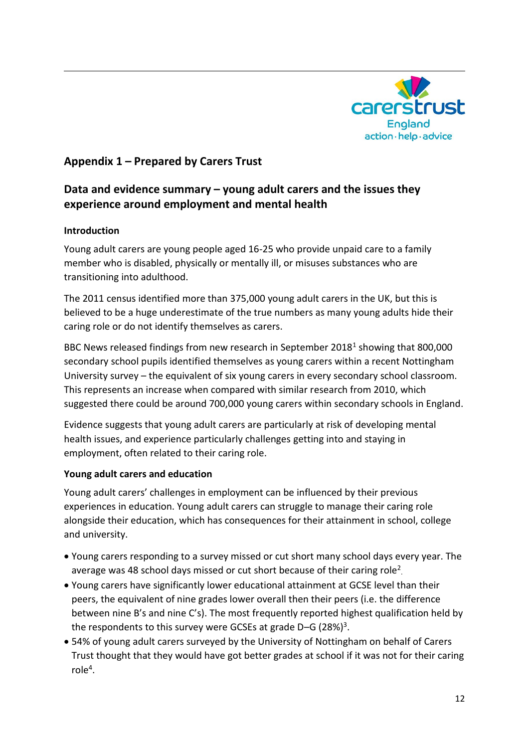## Appendix 1 – Prepared by Carers Trust

## Data and evidence summary – young adult carers and the issues they experience around employment and mental health

### Introduction

Young adult carers are young people aged 16-25 who provide unpaid care to a family member who is disabled, physically or mentally ill, or misuses substances who are transitioning into adulthood.

The 2011 census identified more than 375,000 young adult carers in the UK, but this is believed to be a huge underestimate of the true numbers as many young adults hide their caring role or do not identify themselves as carers.

BBC News released findings from new research in September 2018[1] showing that 800,000 secondary school pupils identified themselves as young carers within a recent Nottingham University survey – the equivalent of six young carers in every secondary school classroom. This represents an increase when compared with similar research from 2010, which suggested there could be around 700,000 young carers within secondary schools in England.

Evidence suggests that young adult carers are particularly at risk of developing mental health issues, and experience particularly challenges getting into and staying in employment, often related to their caring role.

### Young adult carers and education

Young adult carers' challenges in employment can be influenced by their previous experiences in education. Young adult carers can struggle to manage their caring role alongside their education, which has consequences for their attainment in school, college and university.

- Young carers responding to a survey missed or cut short many school days every year. The average was 48 school days missed or cut short because of their caring role[2].
- Young carers have significantly lower educational attainment at GCSE level than their peers, the equivalent of nine grades lower overall then their peers (i.e. the difference between nine B's and nine C's). The most frequently reported highest qualification held by the respondents to this survey were GCSEs at grade D–G (28%)[3].
- 54% of young adult carers surveyed by the University of Nottingham on behalf of Carers Trust thought that they would have got better grades at school if it was not for their caring role[4].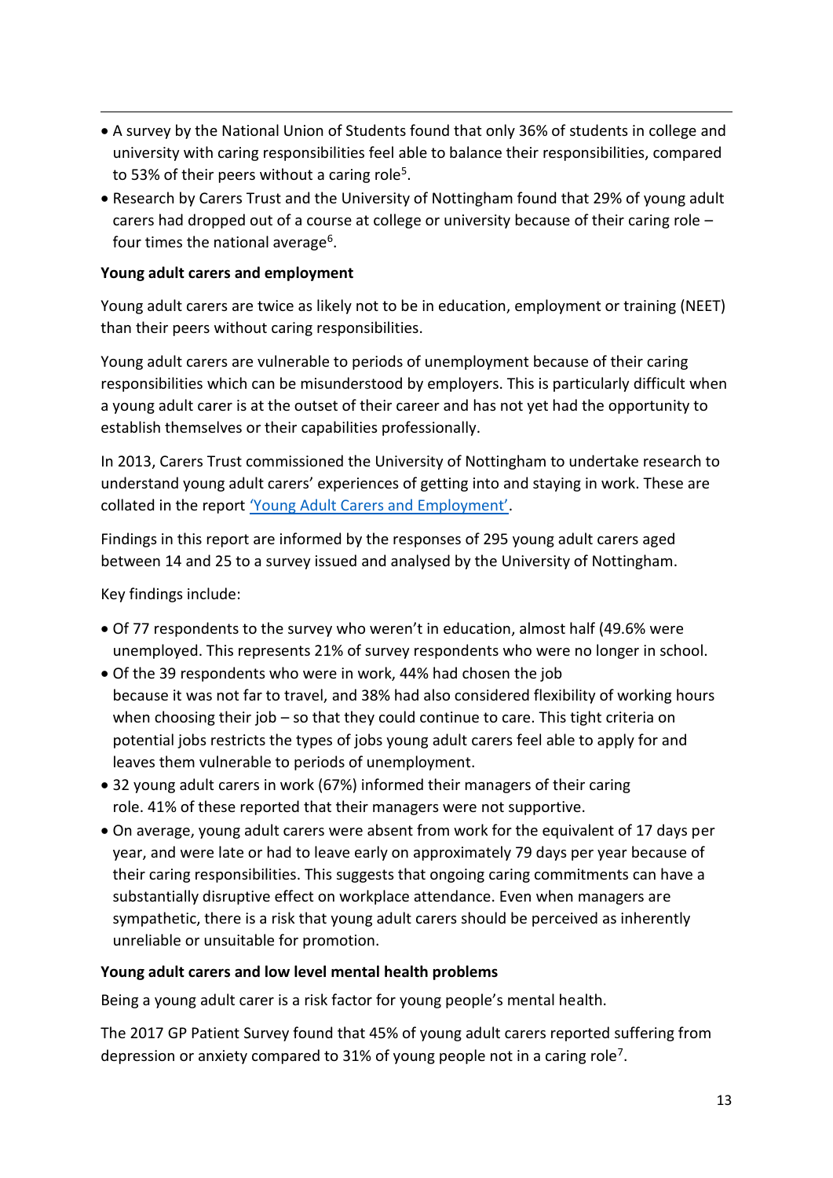- A survey by the National Union of Students found that only 36% of students in college and university with caring responsibilities feel able to balance their responsibilities, compared to 53% of their peers without a caring role[5].
- Research by Carers Trust and the University of Nottingham found that 29% of young adult carers had dropped out of a course at college or university because of their caring role – four times the national average[6].

**Young adult carers and employment**

Young adult carers are twice as likely not to be in education, employment or training (NEET) than their peers without caring responsibilities.

Young adult carers are vulnerable to periods of unemployment because of their caring responsibilities which can be misunderstood by employers. This is particularly difficult when a young adult carer is at the outset of their career and has not yet had the opportunity to establish themselves or their capabilities professionally.

In 2013, Carers Trust commissioned the University of Nottingham to undertake research to understand young adult carers' experiences of getting into and staying in work. These are collated in the report 'Young Adult Carers and Employment'.

Findings in this report are informed by the responses of 295 young adult carers aged between 14 and 25 to a survey issued and analysed by the University of Nottingham.

Key findings include:

- Of 77 respondents to the survey who weren't in education, almost half (49.6% were unemployed. This represents 21% of survey respondents who were no longer in school.
- Of the 39 respondents who were in work, 44% had chosen the job because it was not far to travel, and 38% had also considered flexibility of working hours when choosing their job – so that they could continue to care. This tight criteria on potential jobs restricts the types of jobs young adult carers feel able to apply for and leaves them vulnerable to periods of unemployment.
- 32 young adult carers in work (67%) informed their managers of their caring role. 41% of these reported that their managers were not supportive.
- On average, young adult carers were absent from work for the equivalent of 17 days per year, and were late or had to leave early on approximately 79 days per year because of their caring responsibilities. This suggests that ongoing caring commitments can have a substantially disruptive effect on workplace attendance. Even when managers are sympathetic, there is a risk that young adult carers should be perceived as inherently unreliable or unsuitable for promotion.

**Young adult carers and low level mental health problems**

Being a young adult carer is a risk factor for young people's mental health.

The 2017 GP Patient Survey found that 45% of young adult carers reported suffering from depression or anxiety compared to 31% of young people not in a caring role[7].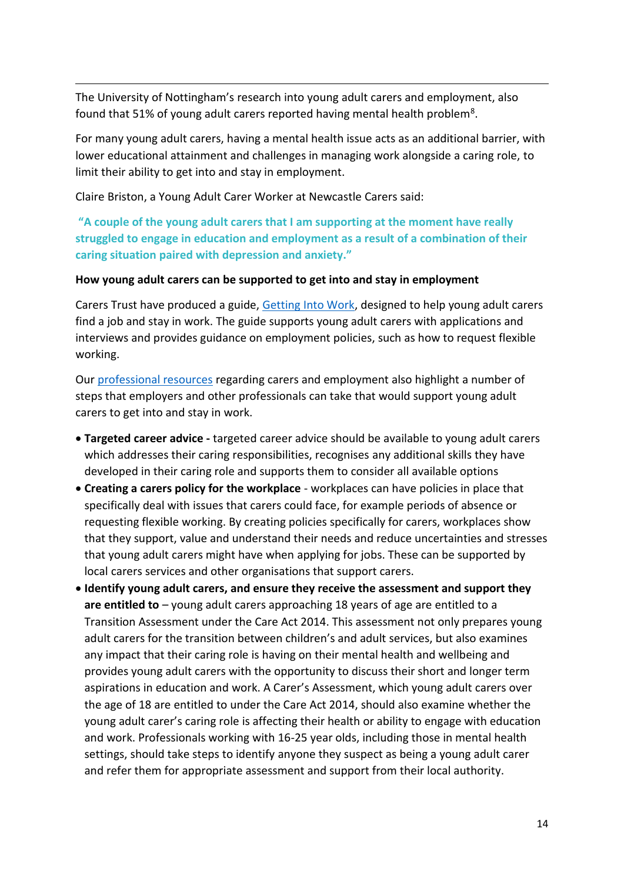The University of Nottingham's research into young adult carers and employment, also found that 51% of young adult carers reported having mental health problem[8].

For many young adult carers, having a mental health issue acts as an additional barrier, with lower educational attainment and challenges in managing work alongside a caring role, to limit their ability to get into and stay in employment.

Claire Briston, a Young Adult Carer Worker at Newcastle Carers said:

**"A couple of the young adult carers that I am supporting at the moment have really struggled to engage in education and employment as a result of a combination of their caring situation paired with depression and anxiety."**

**How young adult carers can be supported to get into and stay in employment**

Carers Trust have produced a guide, Getting Into Work, designed to help young adult carers find a job and stay in work. The guide supports young adult carers with applications and interviews and provides guidance on employment policies, such as how to request flexible working.

Our professional resources regarding carers and employment also highlight a number of steps that employers and other professionals can take that would support young adult carers to get into and stay in work.

- **Targeted career advice -** targeted career advice should be available to young adult carers which addresses their caring responsibilities, recognises any additional skills they have developed in their caring role and supports them to consider all available options
- **Creating a carers policy for the workplace** - workplaces can have policies in place that specifically deal with issues that carers could face, for example periods of absence or requesting flexible working. By creating policies specifically for carers, workplaces show that they support, value and understand their needs and reduce uncertainties and stresses that young adult carers might have when applying for jobs. These can be supported by local carers services and other organisations that support carers.
- **Identify young adult carers, and ensure they receive the assessment and support they are entitled to** – young adult carers approaching 18 years of age are entitled to a Transition Assessment under the Care Act 2014. This assessment not only prepares young adult carers for the transition between children's and adult services, but also examines any impact that their caring role is having on their mental health and wellbeing and provides young adult carers with the opportunity to discuss their short and longer term aspirations in education and work. A Carer's Assessment, which young adult carers over the age of 18 are entitled to under the Care Act 2014, should also examine whether the young adult carer's caring role is affecting their health or ability to engage with education and work. Professionals working with 16-25 year olds, including those in mental health settings, should take steps to identify anyone they suspect as being a young adult carer and refer them for appropriate assessment and support from their local authority.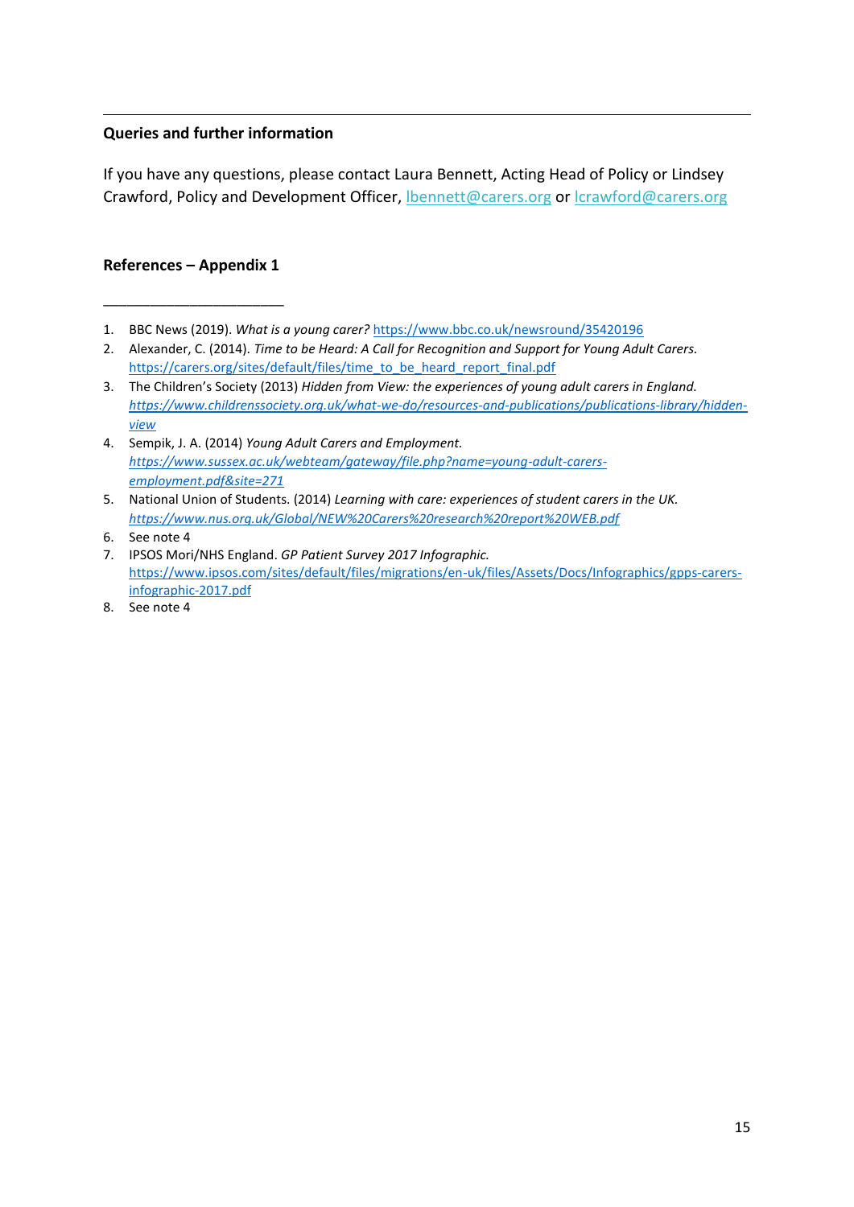---

**Queries and further information**

If you have any questions, please contact Laura Bennett, Acting Head of Policy or Lindsey Crawford, Policy and Development Officer, lbennett@carers.org or lcrawford@carers.org

**References – Appendix 1**

---

1. BBC News (2019). *What is a young carer?* https://www.bbc.co.uk/newsround/35420196
2. Alexander, C. (2014). *Time to be Heard: A Call for Recognition and Support for Young Adult Carers.* https://carers.org/sites/default/files/time_to_be_heard_report_final.pdf
3. The Children's Society (2013) *Hidden from View: the experiences of young adult carers in England.* *https://www.childrenssociety.org.uk/what-we-do/resources-and-publications/publications-library/hidden-view*
4. Sempik, J. A. (2014) *Young Adult Carers and Employment.* *https://www.sussex.ac.uk/webteam/gateway/file.php?name=young-adult-carers-employment.pdf&site=271*
5. National Union of Students. (2014) *Learning with care: experiences of student carers in the UK.* *https://www.nus.org.uk/Global/NEW%20Carers%20research%20report%20WEB.pdf*
6. See note 4
7. IPSOS Mori/NHS England. *GP Patient Survey 2017 Infographic.* https://www.ipsos.com/sites/default/files/migrations/en-uk/files/Assets/Docs/Infographics/gpps-carers-infographic-2017.pdf
8. See note 4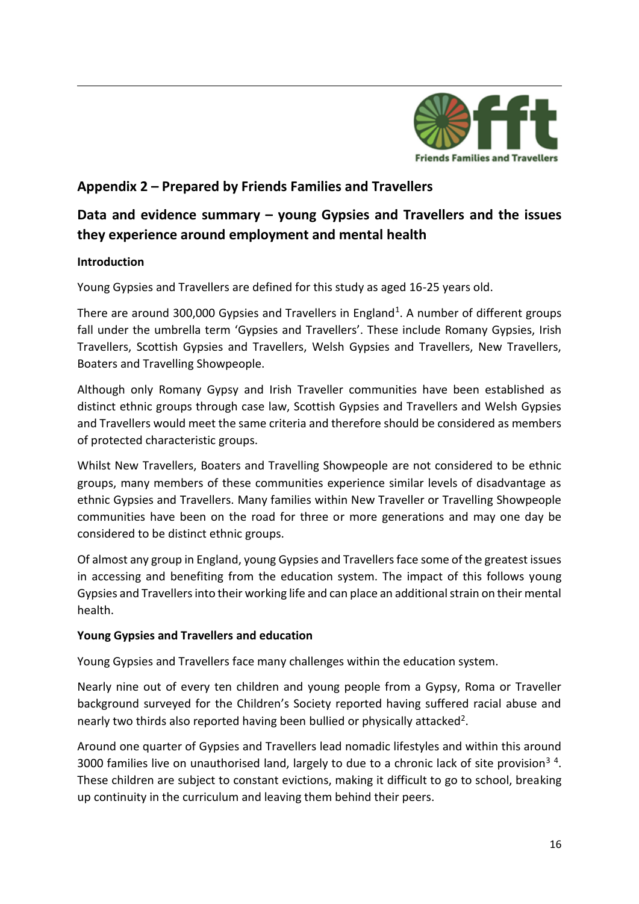## Appendix 2 – Prepared by Friends Families and Travellers

## Data and evidence summary – young Gypsies and Travellers and the issues they experience around employment and mental health

**Introduction**

Young Gypsies and Travellers are defined for this study as aged 16-25 years old.

There are around 300,000 Gypsies and Travellers in England[1]. A number of different groups fall under the umbrella term 'Gypsies and Travellers'. These include Romany Gypsies, Irish Travellers, Scottish Gypsies and Travellers, Welsh Gypsies and Travellers, New Travellers, Boaters and Travelling Showpeople.

Although only Romany Gypsy and Irish Traveller communities have been established as distinct ethnic groups through case law, Scottish Gypsies and Travellers and Welsh Gypsies and Travellers would meet the same criteria and therefore should be considered as members of protected characteristic groups.

Whilst New Travellers, Boaters and Travelling Showpeople are not considered to be ethnic groups, many members of these communities experience similar levels of disadvantage as ethnic Gypsies and Travellers. Many families within New Traveller or Travelling Showpeople communities have been on the road for three or more generations and may one day be considered to be distinct ethnic groups.

Of almost any group in England, young Gypsies and Travellers face some of the greatest issues in accessing and benefiting from the education system. The impact of this follows young Gypsies and Travellers into their working life and can place an additional strain on their mental health.

**Young Gypsies and Travellers and education**

Young Gypsies and Travellers face many challenges within the education system.

Nearly nine out of every ten children and young people from a Gypsy, Roma or Traveller background surveyed for the Children's Society reported having suffered racial abuse and nearly two thirds also reported having been bullied or physically attacked[2].

Around one quarter of Gypsies and Travellers lead nomadic lifestyles and within this around 3000 families live on unauthorised land, largely to due to a chronic lack of site provision[3] [4]. These children are subject to constant evictions, making it difficult to go to school, breaking up continuity in the curriculum and leaving them behind their peers.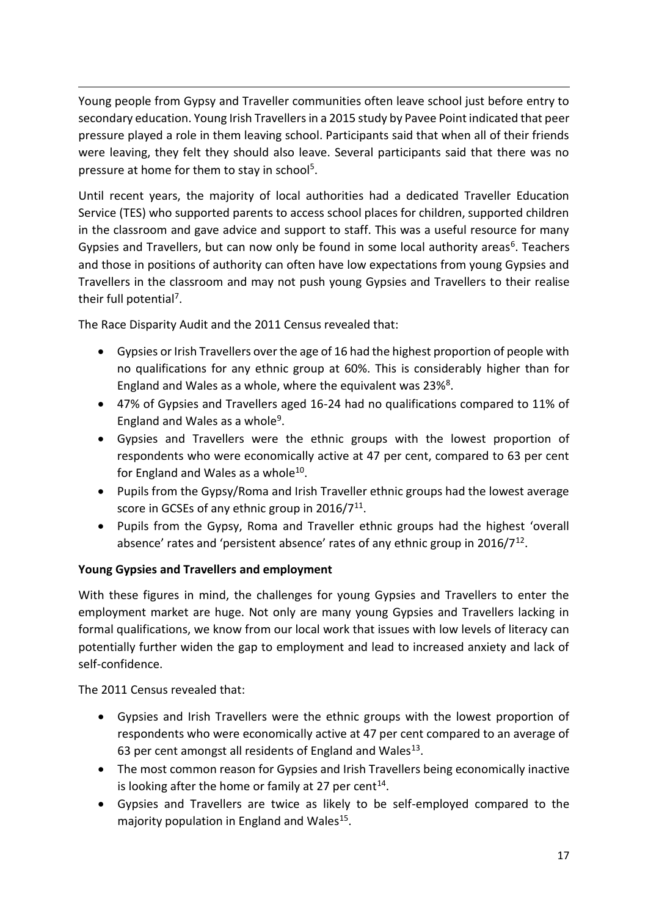Young people from Gypsy and Traveller communities often leave school just before entry to secondary education. Young Irish Travellers in a 2015 study by Pavee Point indicated that peer pressure played a role in them leaving school. Participants said that when all of their friends were leaving, they felt they should also leave. Several participants said that there was no pressure at home for them to stay in school[5].

Until recent years, the majority of local authorities had a dedicated Traveller Education Service (TES) who supported parents to access school places for children, supported children in the classroom and gave advice and support to staff. This was a useful resource for many Gypsies and Travellers, but can now only be found in some local authority areas[6]. Teachers and those in positions of authority can often have low expectations from young Gypsies and Travellers in the classroom and may not push young Gypsies and Travellers to their realise their full potential[7].

The Race Disparity Audit and the 2011 Census revealed that:

- Gypsies or Irish Travellers over the age of 16 had the highest proportion of people with no qualifications for any ethnic group at 60%. This is considerably higher than for England and Wales as a whole, where the equivalent was 23%[8].
- 47% of Gypsies and Travellers aged 16-24 had no qualifications compared to 11% of England and Wales as a whole[9].
- Gypsies and Travellers were the ethnic groups with the lowest proportion of respondents who were economically active at 47 per cent, compared to 63 per cent for England and Wales as a whole[10].
- Pupils from the Gypsy/Roma and Irish Traveller ethnic groups had the lowest average score in GCSEs of any ethnic group in 2016/7[11].
- Pupils from the Gypsy, Roma and Traveller ethnic groups had the highest 'overall absence' rates and 'persistent absence' rates of any ethnic group in 2016/7[12].

**Young Gypsies and Travellers and employment**

With these figures in mind, the challenges for young Gypsies and Travellers to enter the employment market are huge. Not only are many young Gypsies and Travellers lacking in formal qualifications, we know from our local work that issues with low levels of literacy can potentially further widen the gap to employment and lead to increased anxiety and lack of self-confidence.

The 2011 Census revealed that:

- Gypsies and Irish Travellers were the ethnic groups with the lowest proportion of respondents who were economically active at 47 per cent compared to an average of 63 per cent amongst all residents of England and Wales[13].
- The most common reason for Gypsies and Irish Travellers being economically inactive is looking after the home or family at 27 per cent[14].
- Gypsies and Travellers are twice as likely to be self-employed compared to the majority population in England and Wales[15].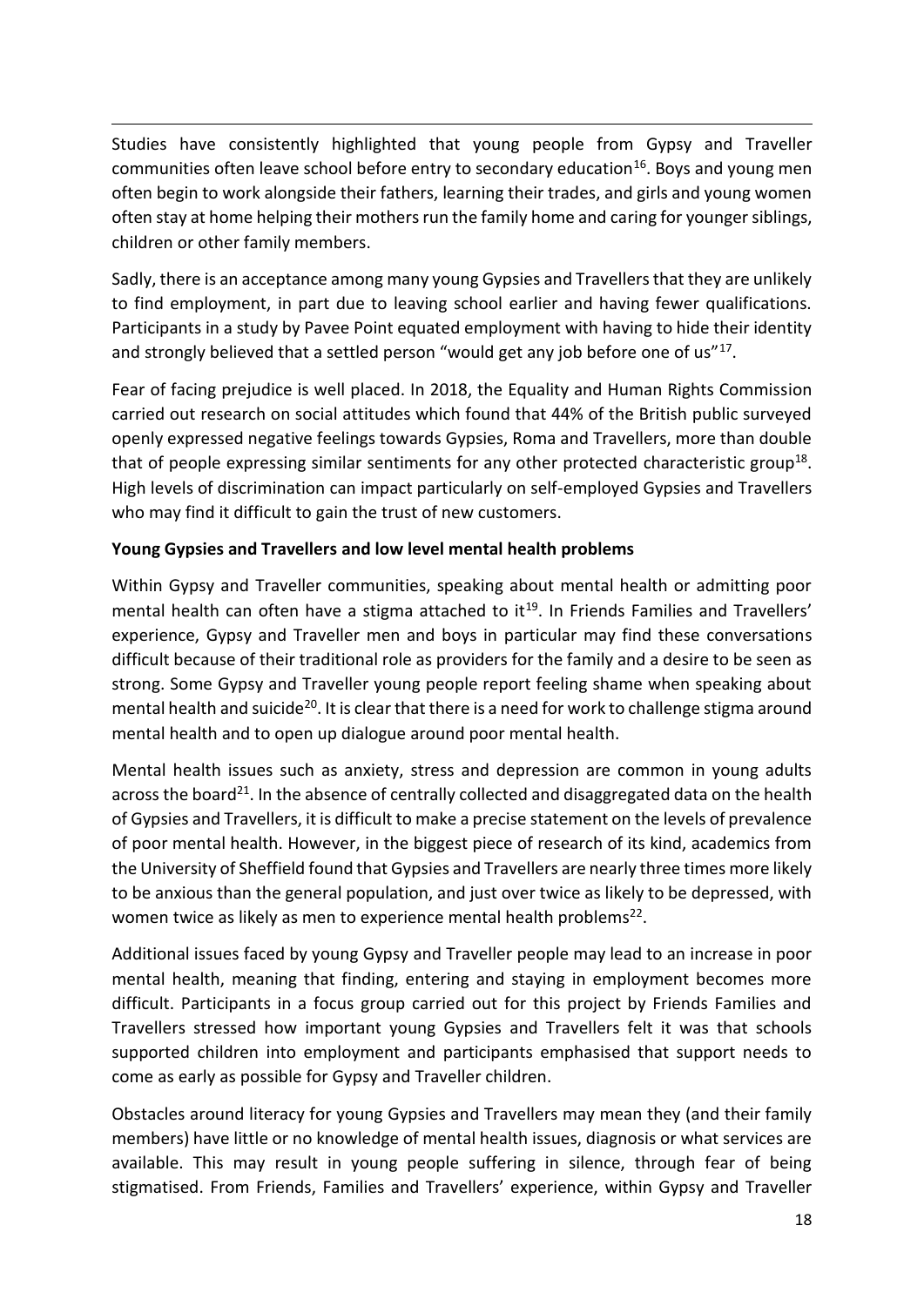Studies have consistently highlighted that young people from Gypsy and Traveller communities often leave school before entry to secondary education[16]. Boys and young men often begin to work alongside their fathers, learning their trades, and girls and young women often stay at home helping their mothers run the family home and caring for younger siblings, children or other family members.

Sadly, there is an acceptance among many young Gypsies and Travellers that they are unlikely to find employment, in part due to leaving school earlier and having fewer qualifications. Participants in a study by Pavee Point equated employment with having to hide their identity and strongly believed that a settled person "would get any job before one of us"[17].

Fear of facing prejudice is well placed. In 2018, the Equality and Human Rights Commission carried out research on social attitudes which found that 44% of the British public surveyed openly expressed negative feelings towards Gypsies, Roma and Travellers, more than double that of people expressing similar sentiments for any other protected characteristic group[18]. High levels of discrimination can impact particularly on self-employed Gypsies and Travellers who may find it difficult to gain the trust of new customers.

**Young Gypsies and Travellers and low level mental health problems**

Within Gypsy and Traveller communities, speaking about mental health or admitting poor mental health can often have a stigma attached to it[19]. In Friends Families and Travellers' experience, Gypsy and Traveller men and boys in particular may find these conversations difficult because of their traditional role as providers for the family and a desire to be seen as strong. Some Gypsy and Traveller young people report feeling shame when speaking about mental health and suicide[20]. It is clear that there is a need for work to challenge stigma around mental health and to open up dialogue around poor mental health.

Mental health issues such as anxiety, stress and depression are common in young adults across the board[21]. In the absence of centrally collected and disaggregated data on the health of Gypsies and Travellers, it is difficult to make a precise statement on the levels of prevalence of poor mental health. However, in the biggest piece of research of its kind, academics from the University of Sheffield found that Gypsies and Travellers are nearly three times more likely to be anxious than the general population, and just over twice as likely to be depressed, with women twice as likely as men to experience mental health problems[22].

Additional issues faced by young Gypsy and Traveller people may lead to an increase in poor mental health, meaning that finding, entering and staying in employment becomes more difficult. Participants in a focus group carried out for this project by Friends Families and Travellers stressed how important young Gypsies and Travellers felt it was that schools supported children into employment and participants emphasised that support needs to come as early as possible for Gypsy and Traveller children.

Obstacles around literacy for young Gypsies and Travellers may mean they (and their family members) have little or no knowledge of mental health issues, diagnosis or what services are available. This may result in young people suffering in silence, through fear of being stigmatised. From Friends, Families and Travellers' experience, within Gypsy and Traveller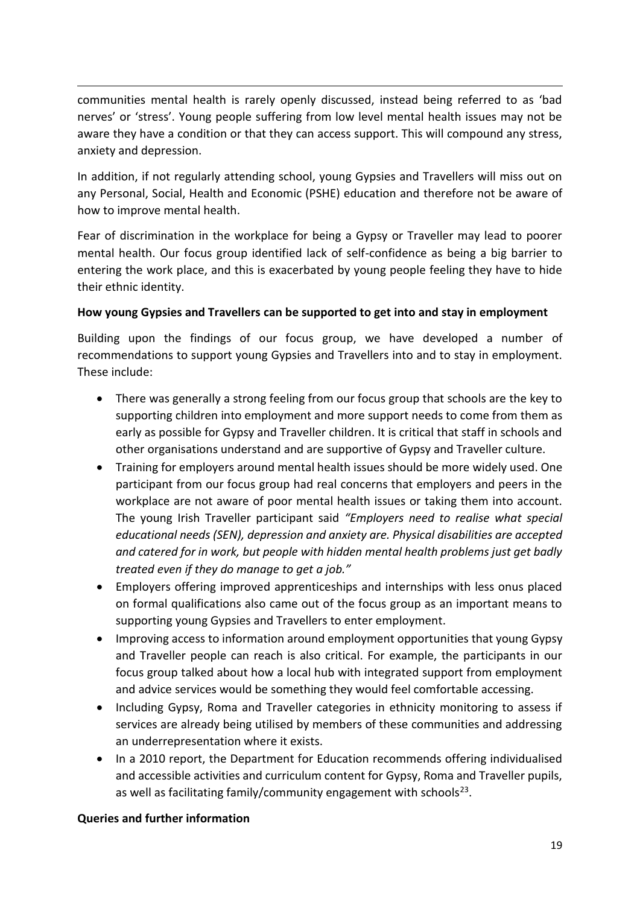communities mental health is rarely openly discussed, instead being referred to as 'bad nerves' or 'stress'. Young people suffering from low level mental health issues may not be aware they have a condition or that they can access support. This will compound any stress, anxiety and depression.

In addition, if not regularly attending school, young Gypsies and Travellers will miss out on any Personal, Social, Health and Economic (PSHE) education and therefore not be aware of how to improve mental health.

Fear of discrimination in the workplace for being a Gypsy or Traveller may lead to poorer mental health. Our focus group identified lack of self-confidence as being a big barrier to entering the work place, and this is exacerbated by young people feeling they have to hide their ethnic identity.

**How young Gypsies and Travellers can be supported to get into and stay in employment**

Building upon the findings of our focus group, we have developed a number of recommendations to support young Gypsies and Travellers into and to stay in employment. These include:

- There was generally a strong feeling from our focus group that schools are the key to supporting children into employment and more support needs to come from them as early as possible for Gypsy and Traveller children. It is critical that staff in schools and other organisations understand and are supportive of Gypsy and Traveller culture.
- Training for employers around mental health issues should be more widely used. One participant from our focus group had real concerns that employers and peers in the workplace are not aware of poor mental health issues or taking them into account. The young Irish Traveller participant said *"Employers need to realise what special educational needs (SEN), depression and anxiety are. Physical disabilities are accepted and catered for in work, but people with hidden mental health problems just get badly treated even if they do manage to get a job."*
- Employers offering improved apprenticeships and internships with less onus placed on formal qualifications also came out of the focus group as an important means to supporting young Gypsies and Travellers to enter employment.
- Improving access to information around employment opportunities that young Gypsy and Traveller people can reach is also critical. For example, the participants in our focus group talked about how a local hub with integrated support from employment and advice services would be something they would feel comfortable accessing.
- Including Gypsy, Roma and Traveller categories in ethnicity monitoring to assess if services are already being utilised by members of these communities and addressing an underrepresentation where it exists.
- In a 2010 report, the Department for Education recommends offering individualised and accessible activities and curriculum content for Gypsy, Roma and Traveller pupils, as well as facilitating family/community engagement with schools[23].

**Queries and further information**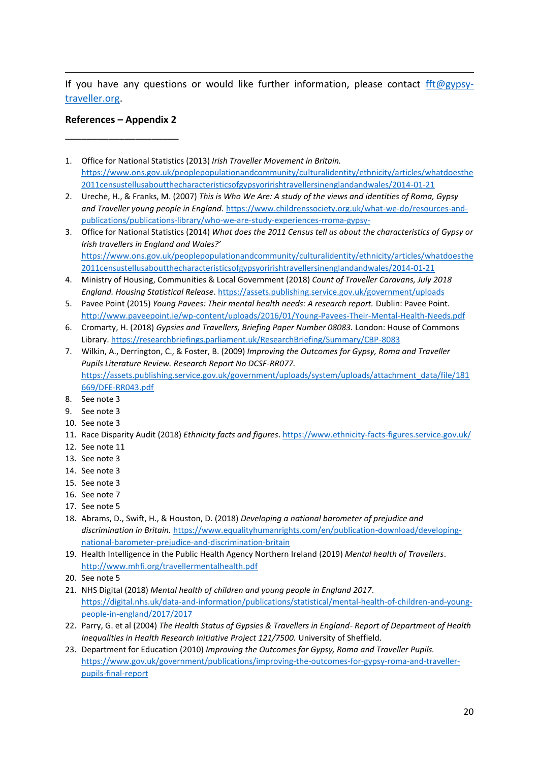If you have any questions or would like further information, please contact fft@gypsy-traveller.org.

**References – Appendix 2**

______________________

1. Office for National Statistics (2013) *Irish Traveller Movement in Britain.* https://www.ons.gov.uk/peoplepopulationandcommunity/culturalidentity/ethnicity/articles/whatdoesthe2011censustellusaboutthecharacteristicsofgypsyoririshtravellersinenglandandwales/2014-01-21
2. Ureche, H., & Franks, M. (2007) *This is Who We Are: A study of the views and identities of Roma, Gypsy and Traveller young people in England.* https://www.childrenssociety.org.uk/what-we-do/resources-and-publications/publications-library/who-we-are-study-experiences-rroma-gypsy-
3. Office for National Statistics (2014) *What does the 2011 Census tell us about the characteristics of Gypsy or Irish travellers in England and Wales?'* https://www.ons.gov.uk/peoplepopulationandcommunity/culturalidentity/ethnicity/articles/whatdoesthe2011censustellusaboutthecharacteristicsofgypsyoririshtravellersinenglandandwales/2014-01-21
4. Ministry of Housing, Communities & Local Government (2018) *Count of Traveller Caravans, July 2018 England. Housing Statistical Release*. https://assets.publishing.service.gov.uk/government/uploads
5. Pavee Point (2015) *Young Pavees: Their mental health needs: A research report.* Dublin: Pavee Point. http://www.paveepoint.ie/wp-content/uploads/2016/01/Young-Pavees-Their-Mental-Health-Needs.pdf
6. Cromarty, H. (2018) *Gypsies and Travellers, Briefing Paper Number 08083.* London: House of Commons Library. https://researchbriefings.parliament.uk/ResearchBriefing/Summary/CBP-8083
7. Wilkin, A., Derrington, C., & Foster, B. (2009) *Improving the Outcomes for Gypsy, Roma and Traveller Pupils Literature Review. Research Report No DCSF-RR077.* https://assets.publishing.service.gov.uk/government/uploads/system/uploads/attachment_data/file/181669/DFE-RR043.pdf
8. See note 3
9. See note 3
10. See note 3
11. Race Disparity Audit (2018) *Ethnicity facts and figures*. https://www.ethnicity-facts-figures.service.gov.uk/
12. See note 11
13. See note 3
14. See note 3
15. See note 3
16. See note 7
17. See note 5
18. Abrams, D., Swift, H., & Houston, D. (2018) *Developing a national barometer of prejudice and discrimination in Britain.* https://www.equalityhumanrights.com/en/publication-download/developing-national-barometer-prejudice-and-discrimination-britain
19. Health Intelligence in the Public Health Agency Northern Ireland (2019) *Mental health of Travellers*. http://www.mhfi.org/travellermentalhealth.pdf
20. See note 5
21. NHS Digital (2018) *Mental health of children and young people in England 2017*. https://digital.nhs.uk/data-and-information/publications/statistical/mental-health-of-children-and-young-people-in-england/2017/2017
22. Parry, G. et al (2004) *The Health Status of Gypsies & Travellers in England- Report of Department of Health Inequalities in Health Research Initiative Project 121/7500.* University of Sheffield.
23. Department for Education (2010) *Improving the Outcomes for Gypsy, Roma and Traveller Pupils.* https://www.gov.uk/government/publications/improving-the-outcomes-for-gypsy-roma-and-traveller-pupils-final-report